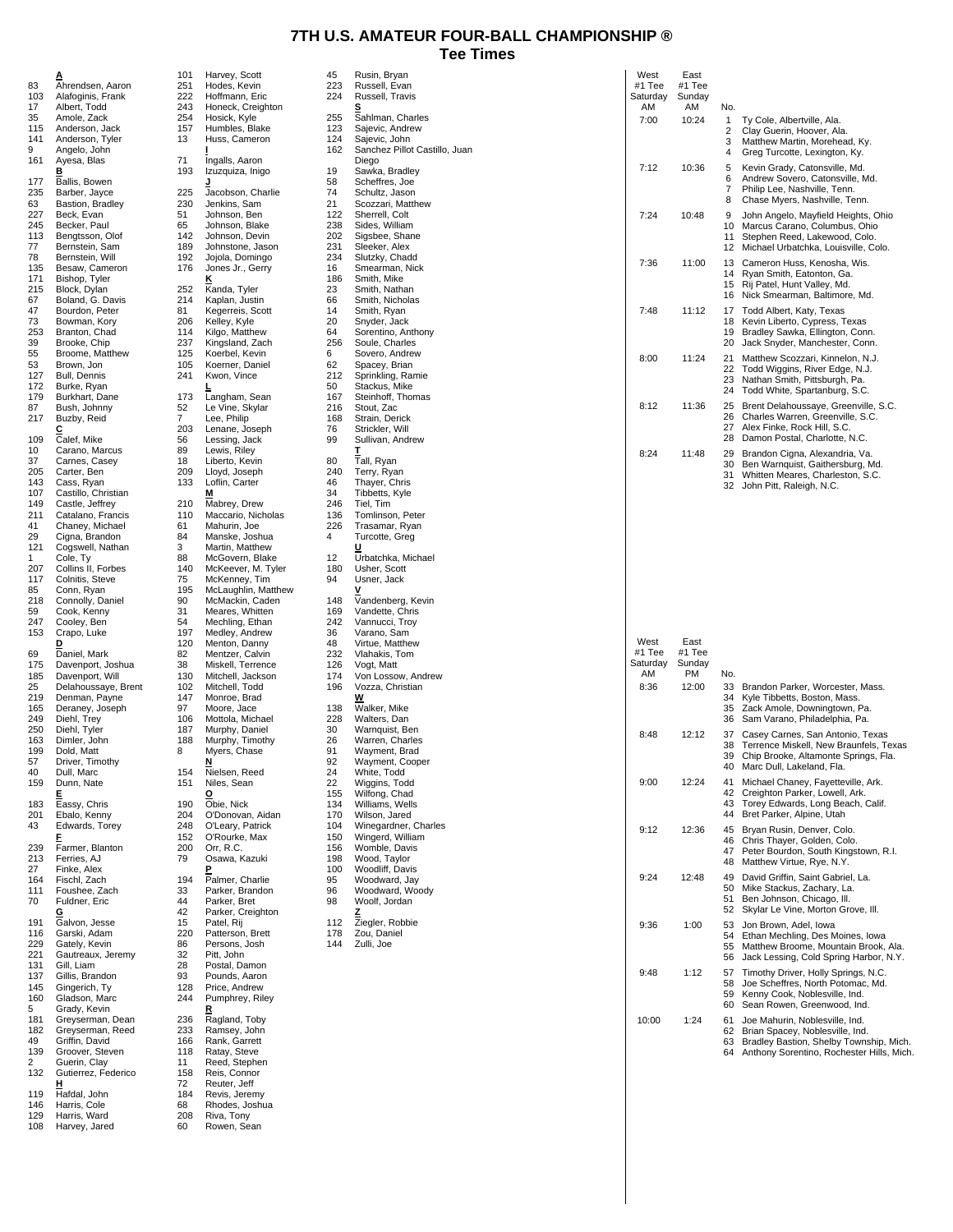# 7TH U.S. AMATEUR FOUR-BALL CHAMPIONSHIP ®
## Tee Times

**A**

| | |
|---|---|
| 83 | Ahrendsen, Aaron |
| 103 | Alafoginis, Frank |
| 17 | Albert, Todd |
| 35 | Amole, Zack |
| 115 | Anderson, Jack |
| 141 | Anderson, Tyler |
| 9 | Angelo, John |
| 161 | Ayesa, Blas |

**B**

| | |
|---|---|
| 177 | Ballis, Bowen |
| 235 | Barber, Jayce |
| 63 | Bastion, Bradley |
| 227 | Beck, Evan |
| 245 | Becker, Paul |
| 113 | Bengtsson, Olof |
| 77 | Bernstein, Sam |
| 78 | Bernstein, Will |
| 135 | Besaw, Cameron |
| 171 | Bishop, Tyler |
| 215 | Block, Dylan |
| 67 | Boland, G. Davis |
| 47 | Bourdon, Peter |
| 73 | Bowman, Kory |
| 253 | Branton, Chad |
| 39 | Brooke, Chip |
| 55 | Broome, Matthew |
| 53 | Brown, Jon |
| 127 | Bull, Dennis |
| 172 | Burke, Ryan |
| 179 | Burkhart, Dane |
| 87 | Bush, Johnny |
| 217 | Buzby, Reid |

**C**

| | |
|---|---|
| 109 | Calef, Mike |
| 10 | Carano, Marcus |
| 37 | Carnes, Casey |
| 205 | Carter, Ben |
| 143 | Cass, Ryan |
| 107 | Castillo, Christian |
| 149 | Castle, Jeffrey |
| 211 | Catalano, Francis |
| 41 | Chaney, Michael |
| 29 | Cigna, Brandon |
| 121 | Cogswell, Nathan |
| 1 | Cole, Ty |
| 207 | Collins II, Forbes |
| 117 | Colnitis, Steve |
| 85 | Conn, Ryan |
| 218 | Connolly, Daniel |
| 59 | Cook, Kenny |
| 247 | Cooley, Ben |
| 153 | Crapo, Luke |

**D**

| | |
|---|---|
| 69 | Daniel, Mark |
| 175 | Davenport, Joshua |
| 185 | Davenport, Will |
| 25 | Delahoussaye, Brent |
| 219 | Denman, Payne |
| 165 | Deraney, Joseph |
| 249 | Diehl, Trey |
| 250 | Diehl, Tyler |
| 163 | Dimler, John |
| 199 | Dold, Matt |
| 57 | Driver, Timothy |
| 40 | Dull, Marc |
| 159 | Dunn, Nate |

**E**

| | |
|---|---|
| 183 | Eassy, Chris |
| 201 | Ebalo, Kenny |
| 43 | Edwards, Torey |

**F**

| | |
|---|---|
| 239 | Farmer, Blanton |
| 213 | Ferries, AJ |
| 27 | Finke, Alex |
| 164 | Fischl, Zach |
| 111 | Foushee, Zach |
| 70 | Fuldner, Eric |

**G**

| | |
|---|---|
| 191 | Galvon, Jesse |
| 116 | Garski, Adam |
| 229 | Gately, Kevin |
| 221 | Gautreaux, Jeremy |
| 131 | Gill, Liam |
| 137 | Gillis, Brandon |
| 145 | Gingerich, Ty |
| 160 | Gladson, Marc |
| 5 | Grady, Kevin |
| 181 | Greyserman, Dean |
| 182 | Greyserman, Reed |
| 49 | Griffin, David |
| 139 | Groover, Steven |
| 2 | Guerin, Clay |
| 132 | Gutierrez, Federico |

**H**

| | |
|---|---|
| 119 | Hafdal, John |
| 146 | Harris, Cole |
| 129 | Harris, Ward |
| 108 | Harvey, Jared |
| 101 | Harvey, Scott |
| 251 | Hodes, Kevin |
| 222 | Hoffmann, Eric |
| 243 | Honeck, Creighton |
| 254 | Hosick, Kyle |
| 157 | Humbles, Blake |
| 13 | Huss, Cameron |

**I**

| | |
|---|---|
| 71 | Ingalls, Aaron |
| 193 | Izuzquiza, Inigo |

**J**

| | |
|---|---|
| 225 | Jacobson, Charlie |
| 230 | Jenkins, Sam |
| 51 | Johnson, Ben |
| 65 | Johnson, Blake |
| 142 | Johnson, Devin |
| 189 | Johnstone, Jason |
| 192 | Jojola, Domingo |
| 176 | Jones Jr., Gerry |

**K**

| | |
|---|---|
| 252 | Kanda, Tyler |
| 214 | Kaplan, Justin |
| 81 | Kegerreis, Scott |
| 206 | Kelley, Kyle |
| 114 | Kilgo, Matthew |
| 237 | Kingsland, Zach |
| 125 | Koerbel, Kevin |
| 105 | Koerner, Daniel |
| 241 | Kwon, Vince |

**L**

| | |
|---|---|
| 173 | Langham, Sean |
| 52 | Le Vine, Skylar |
| 7 | Lee, Philip |
| 203 | Lenane, Joseph |
| 56 | Lessing, Jack |
| 89 | Lewis, Riley |
| 18 | Liberto, Kevin |
| 209 | Lloyd, Joseph |
| 133 | Loflin, Carter |

**M**

| | |
|---|---|
| 210 | Mabrey, Drew |
| 110 | Maccario, Nicholas |
| 61 | Mahurin, Joe |
| 84 | Manske, Joshua |
| 3 | Martin, Matthew |
| 88 | McGovern, Blake |
| 140 | McKeever, M. Tyler |
| 75 | McKenney, Tim |
| 195 | McLaughlin, Matthew |
| 90 | McMackin, Caden |
| 31 | Meares, Whitten |
| 54 | Mechling, Ethan |
| 197 | Medley, Andrew |
| 120 | Menton, Danny |
| 82 | Mentzer, Calvin |
| 38 | Miskell, Terrence |
| 130 | Mitchell, Jackson |
| 102 | Mitchell, Todd |
| 147 | Monroe, Brad |
| 97 | Moore, Jace |
| 106 | Mottola, Michael |
| 187 | Murphy, Daniel |
| 188 | Murphy, Timothy |
| 8 | Myers, Chase |

**N**

| | |
|---|---|
| 154 | Nielsen, Reed |
| 151 | Niles, Sean |

**O**

| | |
|---|---|
| 190 | Obie, Nick |
| 204 | O'Donovan, Aidan |
| 248 | O'Leary, Patrick |
| 152 | O'Rourke, Max |
| 200 | Orr, R.C. |
| 79 | Osawa, Kazuki |

**P**

| | |
|---|---|
| 194 | Palmer, Charlie |
| 33 | Parker, Brandon |
| 44 | Parker, Bret |
| 42 | Parker, Creighton |
| 15 | Patel, Rij |
| 220 | Patterson, Brett |
| 86 | Persons, Josh |
| 32 | Pitt, John |
| 28 | Postal, Damon |
| 93 | Pounds, Aaron |
| 128 | Price, Andrew |
| 244 | Pumphrey, Riley |

**R**

| | |
|---|---|
| 236 | Ragland, Toby |
| 233 | Ramsey, John |
| 166 | Rank, Garrett |
| 118 | Ratay, Steve |
| 11 | Reed, Stephen |
| 158 | Reis, Connor |
| 72 | Reuter, Jeff |
| 184 | Revis, Jeremy |
| 68 | Rhodes, Joshua |
| 208 | Riva, Tony |
| 60 | Rowen, Sean |
| 45 | Rusin, Bryan |
| 223 | Russell, Evan |
| 224 | Russell, Travis |

**S**

| | |
|---|---|
| 255 | Sahlman, Charles |
| 123 | Sajevic, Andrew |
| 124 | Sajevic, John |
| 162 | Sanchez Pillot Castillo, Juan Diego |
| 19 | Sawka, Bradley |
| 58 | Scheffres, Joe |
| 74 | Schultz, Jason |
| 21 | Scozzari, Matthew |
| 122 | Sherrell, Colt |
| 238 | Sides, William |
| 202 | Sigsbee, Shane |
| 231 | Sleeker, Alex |
| 234 | Slutzky, Chadd |
| 16 | Smearman, Nick |
| 186 | Smith, Mike |
| 23 | Smith, Nathan |
| 66 | Smith, Nicholas |
| 14 | Smith, Ryan |
| 20 | Snyder, Jack |
| 64 | Sorentino, Anthony |
| 256 | Soule, Charles |
| 6 | Sovero, Andrew |
| 62 | Spacey, Brian |
| 212 | Sprinkling, Ramie |
| 50 | Stackus, Mike |
| 167 | Steinhoff, Thomas |
| 216 | Stout, Zac |
| 168 | Strain, Derick |
| 76 | Strickler, Will |
| 99 | Sullivan, Andrew |

**T**

| | |
|---|---|
| 80 | Tall, Ryan |
| 240 | Terry, Ryan |
| 46 | Thayer, Chris |
| 34 | Tibbetts, Kyle |
| 246 | Tiel, Tim |
| 136 | Tomlinson, Peter |
| 226 | Trasamar, Ryan |
| 4 | Turcotte, Greg |

**U**

| | |
|---|---|
| 12 | Urbatchka, Michael |
| 180 | Usher, Scott |
| 94 | Usner, Jack |

**V**

| | |
|---|---|
| 148 | Vandenberg, Kevin |
| 169 | Vandette, Chris |
| 242 | Vannucci, Troy |
| 36 | Varano, Sam |
| 48 | Virtue, Matthew |
| 232 | Vlahakis, Tom |
| 126 | Vogt, Matt |
| 174 | Von Lossow, Andrew |
| 196 | Vozza, Christian |

**W**

| | |
|---|---|
| 138 | Walker, Mike |
| 228 | Walters, Dan |
| 30 | Warnquist, Ben |
| 26 | Warren, Charles |
| 91 | Wayment, Brad |
| 92 | Wayment, Cooper |
| 24 | White, Todd |
| 22 | Wiggins, Todd |
| 155 | Wilfong, Chad |
| 134 | Williams, Wells |
| 170 | Wilson, Jared |
| 104 | Winegardner, Charles |
| 150 | Wingerd, William |
| 156 | Womble, Davis |
| 198 | Wood, Taylor |
| 100 | Woodliff, Davis |
| 95 | Woodward, Jay |
| 96 | Woodward, Woody |
| 98 | Woolf, Jordan |

**Z**

| | |
|---|---|
| 112 | Ziegler, Robbie |
| 178 | Zou, Daniel |
| 144 | Zulli, Joe |

| West #1 Tee Saturday AM | East #1 Tee Sunday AM | No. | |
|---|---|---|---|
| 7:00 | 10:24 | 1 | Ty Cole, Albertville, Ala. |
| | | 2 | Clay Guerin, Hoover, Ala. |
| | | 3 | Matthew Martin, Morehead, Ky. |
| | | 4 | Greg Turcotte, Lexington, Ky. |
| 7:12 | 10:36 | 5 | Kevin Grady, Catonsville, Md. |
| | | 6 | Andrew Sovero, Catonsville, Md. |
| | | 7 | Philip Lee, Nashville, Tenn. |
| | | 8 | Chase Myers, Nashville, Tenn. |
| 7:24 | 10:48 | 9 | John Angelo, Mayfield Heights, Ohio |
| | | 10 | Marcus Carano, Columbus, Ohio |
| | | 11 | Stephen Reed, Lakewood, Colo. |
| | | 12 | Michael Urbatchka, Louisville, Colo. |
| 7:36 | 11:00 | 13 | Cameron Huss, Kenosha, Wis. |
| | | 14 | Ryan Smith, Eatonton, Ga. |
| | | 15 | Rij Patel, Hunt Valley, Md. |
| | | 16 | Nick Smearman, Baltimore, Md. |
| 7:48 | 11:12 | 17 | Todd Albert, Katy, Texas |
| | | 18 | Kevin Liberto, Cypress, Texas |
| | | 19 | Bradley Sawka, Ellington, Conn. |
| | | 20 | Jack Snyder, Manchester, Conn. |
| 8:00 | 11:24 | 21 | Matthew Scozzari, Kinnelon, N.J. |
| | | 22 | Todd Wiggins, River Edge, N.J. |
| | | 23 | Nathan Smith, Pittsburgh, Pa. |
| | | 24 | Todd White, Spartanburg, S.C. |
| 8:12 | 11:36 | 25 | Brent Delahoussaye, Greenville, S.C. |
| | | 26 | Charles Warren, Greenville, S.C. |
| | | 27 | Alex Finke, Rock Hill, S.C. |
| | | 28 | Damon Postal, Charlotte, N.C. |
| 8:24 | 11:48 | 29 | Brandon Cigna, Alexandria, Va. |
| | | 30 | Ben Warnquist, Gaithersburg, Md. |
| | | 31 | Whitten Meares, Charleston, S.C. |
| | | 32 | John Pitt, Raleigh, N.C. |

| West #1 Tee Saturday AM | East #1 Tee Sunday PM | No. | |
|---|---|---|---|
| 8:36 | 12:00 | 33 | Brandon Parker, Worcester, Mass. |
| | | 34 | Kyle Tibbetts, Boston, Mass. |
| | | 35 | Zack Amole, Downingtown, Pa. |
| | | 36 | Sam Varano, Philadelphia, Pa. |
| 8:48 | 12:12 | 37 | Casey Carnes, San Antonio, Texas |
| | | 38 | Terrence Miskell, New Braunfels, Texas |
| | | 39 | Chip Brooke, Altamonte Springs, Fla. |
| | | 40 | Marc Dull, Lakeland, Fla. |
| 9:00 | 12:24 | 41 | Michael Chaney, Fayetteville, Ark. |
| | | 42 | Creighton Parker, Lowell, Ark. |
| | | 43 | Torey Edwards, Long Beach, Calif. |
| | | 44 | Bret Parker, Alpine, Utah |
| 9:12 | 12:36 | 45 | Bryan Rusin, Denver, Colo. |
| | | 46 | Chris Thayer, Golden, Colo. |
| | | 47 | Peter Bourdon, South Kingstown, R.I. |
| | | 48 | Matthew Virtue, Rye, N.Y. |
| 9:24 | 12:48 | 49 | David Griffin, Saint Gabriel, La. |
| | | 50 | Mike Stackus, Zachary, La. |
| | | 51 | Ben Johnson, Chicago, Ill. |
| | | 52 | Skylar Le Vine, Morton Grove, Ill. |
| 9:36 | 1:00 | 53 | Jon Brown, Adel, Iowa |
| | | 54 | Ethan Mechling, Des Moines, Iowa |
| | | 55 | Matthew Broome, Mountain Brook, Ala. |
| | | 56 | Jack Lessing, Cold Spring Harbor, N.Y. |
| 9:48 | 1:12 | 57 | Timothy Driver, Holly Springs, N.C. |
| | | 58 | Joe Scheffres, North Potomac, Md. |
| | | 59 | Kenny Cook, Noblesville, Ind. |
| | | 60 | Sean Rowen, Greenwood, Ind. |
| 10:00 | 1:24 | 61 | Joe Mahurin, Noblesville, Ind. |
| | | 62 | Brian Spacey, Noblesville, Ind. |
| | | 63 | Bradley Bastion, Shelby Township, Mich. |
| | | 64 | Anthony Sorentino, Rochester Hills, Mich. |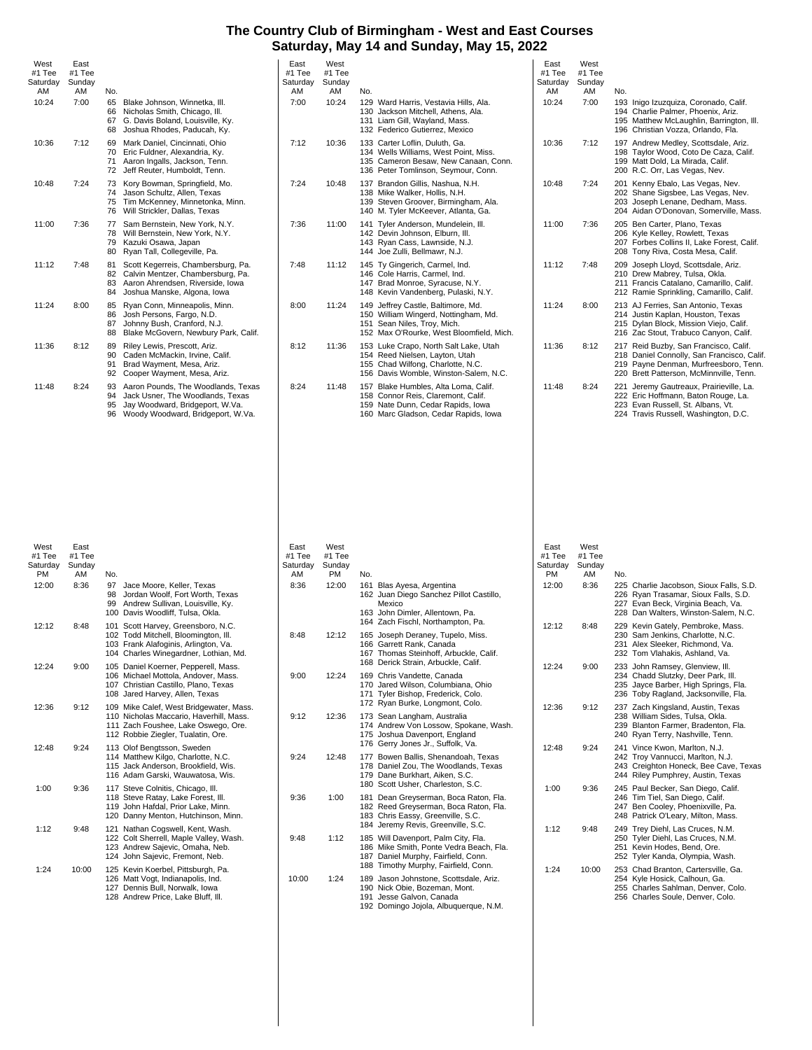# The Country Club of Birmingham - West and East Courses
## Saturday, May 14 and Sunday, May 15, 2022

| West #1 Tee Saturday AM | East #1 Tee Sunday AM | No. | |
|---|---|---|---|
| 10:24 | 7:00 | 65 | Blake Johnson, Winnetka, Ill. |
| | | 66 | Nicholas Smith, Chicago, Ill. |
| | | 67 | G. Davis Boland, Louisville, Ky. |
| | | 68 | Joshua Rhodes, Paducah, Ky. |
| 10:36 | 7:12 | 69 | Mark Daniel, Cincinnati, Ohio |
| | | 70 | Eric Fuldner, Alexandria, Ky. |
| | | 71 | Aaron Ingalls, Jackson, Tenn. |
| | | 72 | Jeff Reuter, Humboldt, Tenn. |
| 10:48 | 7:24 | 73 | Kory Bowman, Springfield, Mo. |
| | | 74 | Jason Schultz, Allen, Texas |
| | | 75 | Tim McKenney, Minnetonka, Minn. |
| | | 76 | Will Strickler, Dallas, Texas |
| 11:00 | 7:36 | 77 | Sam Bernstein, New York, N.Y. |
| | | 78 | Will Bernstein, New York, N.Y. |
| | | 79 | Kazuki Osawa, Japan |
| | | 80 | Ryan Tall, Collegeville, Pa. |
| 11:12 | 7:48 | 81 | Scott Kegerreis, Chambersburg, Pa. |
| | | 82 | Calvin Mentzer, Chambersburg, Pa. |
| | | 83 | Aaron Ahrendsen, Riverside, Iowa |
| | | 84 | Joshua Manske, Algona, Iowa |
| 11:24 | 8:00 | 85 | Ryan Conn, Minneapolis, Minn. |
| | | 86 | Josh Persons, Fargo, N.D. |
| | | 87 | Johnny Bush, Cranford, N.J. |
| | | 88 | Blake McGovern, Newbury Park, Calif. |
| 11:36 | 8:12 | 89 | Riley Lewis, Prescott, Ariz. |
| | | 90 | Caden McMackin, Irvine, Calif. |
| | | 91 | Brad Wayment, Mesa, Ariz. |
| | | 92 | Cooper Wayment, Mesa, Ariz. |
| 11:48 | 8:24 | 93 | Aaron Pounds, The Woodlands, Texas |
| | | 94 | Jack Usner, The Woodlands, Texas |
| | | 95 | Jay Woodward, Bridgeport, W.Va. |
| | | 96 | Woody Woodward, Bridgeport, W.Va. |

| East #1 Tee Saturday AM | West #1 Tee Sunday AM | No. | |
|---|---|---|---|
| 7:00 | 10:24 | 129 | Ward Harris, Vestavia Hills, Ala. |
| | | 130 | Jackson Mitchell, Athens, Ala. |
| | | 131 | Liam Gill, Wayland, Mass. |
| | | 132 | Federico Gutierrez, Mexico |
| 7:12 | 10:36 | 133 | Carter Loflin, Duluth, Ga. |
| | | 134 | Wells Williams, West Point, Miss. |
| | | 135 | Cameron Besaw, New Canaan, Conn. |
| | | 136 | Peter Tomlinson, Seymour, Conn. |
| 7:24 | 10:48 | 137 | Brandon Gillis, Nashua, N.H. |
| | | 138 | Mike Walker, Hollis, N.H. |
| | | 139 | Steven Groover, Birmingham, Ala. |
| | | 140 | M. Tyler McKeever, Atlanta, Ga. |
| 7:36 | 11:00 | 141 | Tyler Anderson, Mundelein, Ill. |
| | | 142 | Devin Johnson, Elburn, Ill. |
| | | 143 | Ryan Cass, Lawnside, N.J. |
| | | 144 | Joe Zulli, Bellmawr, N.J. |
| 7:48 | 11:12 | 145 | Ty Gingerich, Carmel, Ind. |
| | | 146 | Cole Harris, Carmel, Ind. |
| | | 147 | Brad Monroe, Syracuse, N.Y. |
| | | 148 | Kevin Vandenberg, Pulaski, N.Y. |
| 8:00 | 11:24 | 149 | Jeffrey Castle, Baltimore, Md. |
| | | 150 | William Wingerd, Nottingham, Md. |
| | | 151 | Sean Niles, Troy, Mich. |
| | | 152 | Max O'Rourke, West Bloomfield, Mich. |
| 8:12 | 11:36 | 153 | Luke Crapo, North Salt Lake, Utah |
| | | 154 | Reed Nielsen, Layton, Utah |
| | | 155 | Chad Wilfong, Charlotte, N.C. |
| | | 156 | Davis Womble, Winston-Salem, N.C. |
| 8:24 | 11:48 | 157 | Blake Humbles, Alta Loma, Calif. |
| | | 158 | Connor Reis, Claremont, Calif. |
| | | 159 | Nate Dunn, Cedar Rapids, Iowa |
| | | 160 | Marc Gladson, Cedar Rapids, Iowa |

| East #1 Tee Saturday AM | West #1 Tee Sunday AM | No. | |
|---|---|---|---|
| 10:24 | 7:00 | 193 | Inigo Izuzquiza, Coronado, Calif. |
| | | 194 | Charlie Palmer, Phoenix, Ariz. |
| | | 195 | Matthew McLaughlin, Barrington, Ill. |
| | | 196 | Christian Vozza, Orlando, Fla. |
| 10:36 | 7:12 | 197 | Andrew Medley, Scottsdale, Ariz. |
| | | 198 | Taylor Wood, Coto De Caza, Calif. |
| | | 199 | Matt Dold, La Mirada, Calif. |
| | | 200 | R.C. Orr, Las Vegas, Nev. |
| 10:48 | 7:24 | 201 | Kenny Ebalo, Las Vegas, Nev. |
| | | 202 | Shane Sigsbee, Las Vegas, Nev. |
| | | 203 | Joseph Lenane, Dedham, Mass. |
| | | 204 | Aidan O'Donovan, Somerville, Mass. |
| 11:00 | 7:36 | 205 | Ben Carter, Plano, Texas |
| | | 206 | Kyle Kelley, Rowlett, Texas |
| | | 207 | Forbes Collins II, Lake Forest, Calif. |
| | | 208 | Tony Riva, Costa Mesa, Calif. |
| 11:12 | 7:48 | 209 | Joseph Lloyd, Scottsdale, Ariz. |
| | | 210 | Drew Mabrey, Tulsa, Okla. |
| | | 211 | Francis Catalano, Camarillo, Calif. |
| | | 212 | Ramie Sprinkling, Camarillo, Calif. |
| 11:24 | 8:00 | 213 | AJ Ferries, San Antonio, Texas |
| | | 214 | Justin Kaplan, Houston, Texas |
| | | 215 | Dylan Block, Mission Viejo, Calif. |
| | | 216 | Zac Stout, Trabuco Canyon, Calif. |
| 11:36 | 8:12 | 217 | Reid Buzby, San Francisco, Calif. |
| | | 218 | Daniel Connolly, San Francisco, Calif. |
| | | 219 | Payne Denman, Murfreesboro, Tenn. |
| | | 220 | Brett Patterson, McMinnville, Tenn. |
| 11:48 | 8:24 | 221 | Jeremy Gautreaux, Prairieville, La. |
| | | 222 | Eric Hoffmann, Baton Rouge, La. |
| | | 223 | Evan Russell, St. Albans, Vt. |
| | | 224 | Travis Russell, Washington, D.C. |

| West #1 Tee Saturday PM | East #1 Tee Sunday AM | No. | |
|---|---|---|---|
| 12:00 | 8:36 | 97 | Jace Moore, Keller, Texas |
| | | 98 | Jordan Woolf, Fort Worth, Texas |
| | | 99 | Andrew Sullivan, Louisville, Ky. |
| | | 100 | Davis Woodliff, Tulsa, Okla. |
| 12:12 | 8:48 | 101 | Scott Harvey, Greensboro, N.C. |
| | | 102 | Todd Mitchell, Bloomington, Ill. |
| | | 103 | Frank Alafoginis, Arlington, Va. |
| | | 104 | Charles Winegardner, Lothian, Md. |
| 12:24 | 9:00 | 105 | Daniel Koerner, Pepperell, Mass. |
| | | 106 | Michael Mottola, Andover, Mass. |
| | | 107 | Christian Castillo, Plano, Texas |
| | | 108 | Jared Harvey, Allen, Texas |
| 12:36 | 9:12 | 109 | Mike Calef, West Bridgewater, Mass. |
| | | 110 | Nicholas Maccario, Haverhill, Mass. |
| | | 111 | Zach Foushee, Lake Oswego, Ore. |
| | | 112 | Robbie Ziegler, Tualatin, Ore. |
| 12:48 | 9:24 | 113 | Olof Bengtsson, Sweden |
| | | 114 | Matthew Kilgo, Charlotte, N.C. |
| | | 115 | Jack Anderson, Brookfield, Wis. |
| | | 116 | Adam Garski, Wauwatosa, Wis. |
| 1:00 | 9:36 | 117 | Steve Colnitis, Chicago, Ill. |
| | | 118 | Steve Ratay, Lake Forest, Ill. |
| | | 119 | John Hafdal, Prior Lake, Minn. |
| | | 120 | Danny Menton, Hutchinson, Minn. |
| 1:12 | 9:48 | 121 | Nathan Cogswell, Kent, Wash. |
| | | 122 | Colt Sherrell, Maple Valley, Wash. |
| | | 123 | Andrew Sajevic, Omaha, Neb. |
| | | 124 | John Sajevic, Fremont, Neb. |
| 1:24 | 10:00 | 125 | Kevin Koerbel, Pittsburgh, Pa. |
| | | 126 | Matt Vogt, Indianapolis, Ind. |
| | | 127 | Dennis Bull, Norwalk, Iowa |
| | | 128 | Andrew Price, Lake Bluff, Ill. |

| East #1 Tee Saturday AM | West #1 Tee Sunday PM | No. | |
|---|---|---|---|
| 8:36 | 12:00 | 161 | Blas Ayesa, Argentina |
| | | 162 | Juan Diego Sanchez Pillot Castillo, Mexico |
| | | 163 | John Dimler, Allentown, Pa. |
| | | 164 | Zach Fischl, Northampton, Pa. |
| 8:48 | 12:12 | 165 | Joseph Deraney, Tupelo, Miss. |
| | | 166 | Garrett Rank, Canada |
| | | 167 | Thomas Steinhoff, Arbuckle, Calif. |
| | | 168 | Derick Strain, Arbuckle, Calif. |
| 9:00 | 12:24 | 169 | Chris Vandette, Canada |
| | | 170 | Jared Wilson, Columbiana, Ohio |
| | | 171 | Tyler Bishop, Frederick, Colo. |
| | | 172 | Ryan Burke, Longmont, Colo. |
| 9:12 | 12:36 | 173 | Sean Langham, Australia |
| | | 174 | Andrew Von Lossow, Spokane, Wash. |
| | | 175 | Joshua Davenport, England |
| | | 176 | Gerry Jones Jr., Suffolk, Va. |
| 9:24 | 12:48 | 177 | Bowen Ballis, Shenandoah, Texas |
| | | 178 | Daniel Zou, The Woodlands, Texas |
| | | 179 | Dane Burkhart, Aiken, S.C. |
| | | 180 | Scott Usher, Charleston, S.C. |
| 9:36 | 1:00 | 181 | Dean Greyserman, Boca Raton, Fla. |
| | | 182 | Reed Greyserman, Boca Raton, Fla. |
| | | 183 | Chris Eassy, Greenville, S.C. |
| | | 184 | Jeremy Revis, Greenville, S.C. |
| 9:48 | 1:12 | 185 | Will Davenport, Palm City, Fla. |
| | | 186 | Mike Smith, Ponte Vedra Beach, Fla. |
| | | 187 | Daniel Murphy, Fairfield, Conn. |
| | | 188 | Timothy Murphy, Fairfield, Conn. |
| 10:00 | 1:24 | 189 | Jason Johnstone, Scottsdale, Ariz. |
| | | 190 | Nick Obie, Bozeman, Mont. |
| | | 191 | Jesse Galvon, Canada |
| | | 192 | Domingo Jojola, Albuquerque, N.M. |

| East #1 Tee Saturday PM | West #1 Tee Sunday AM | No. | |
|---|---|---|---|
| 12:00 | 8:36 | 225 | Charlie Jacobson, Sioux Falls, S.D. |
| | | 226 | Ryan Trasamar, Sioux Falls, S.D. |
| | | 227 | Evan Beck, Virginia Beach, Va. |
| | | 228 | Dan Walters, Winston-Salem, N.C. |
| 12:12 | 8:48 | 229 | Kevin Gately, Pembroke, Mass. |
| | | 230 | Sam Jenkins, Charlotte, N.C. |
| | | 231 | Alex Sleeker, Richmond, Va. |
| | | 232 | Tom Vlahakis, Ashland, Va. |
| 12:24 | 9:00 | 233 | John Ramsey, Glenview, Ill. |
| | | 234 | Chadd Slutzky, Deer Park, Ill. |
| | | 235 | Jayce Barber, High Springs, Fla. |
| | | 236 | Toby Ragland, Jacksonville, Fla. |
| 12:36 | 9:12 | 237 | Zach Kingsland, Austin, Texas |
| | | 238 | William Sides, Tulsa, Okla. |
| | | 239 | Blanton Farmer, Bradenton, Fla. |
| | | 240 | Ryan Terry, Nashville, Tenn. |
| 12:48 | 9:24 | 241 | Vince Kwon, Marlton, N.J. |
| | | 242 | Troy Vannucci, Marlton, N.J. |
| | | 243 | Creighton Honeck, Bee Cave, Texas |
| | | 244 | Riley Pumphrey, Austin, Texas |
| 1:00 | 9:36 | 245 | Paul Becker, San Diego, Calif. |
| | | 246 | Tim Tiel, San Diego, Calif. |
| | | 247 | Ben Cooley, Phoenixville, Pa. |
| | | 248 | Patrick O'Leary, Milton, Mass. |
| 1:12 | 9:48 | 249 | Trey Diehl, Las Cruces, N.M. |
| | | 250 | Tyler Diehl, Las Cruces, N.M. |
| | | 251 | Kevin Hodes, Bend, Ore. |
| | | 252 | Tyler Kanda, Olympia, Wash. |
| 1:24 | 10:00 | 253 | Chad Branton, Cartersville, Ga. |
| | | 254 | Kyle Hosick, Calhoun, Ga. |
| | | 255 | Charles Sahlman, Denver, Colo. |
| | | 256 | Charles Soule, Denver, Colo. |